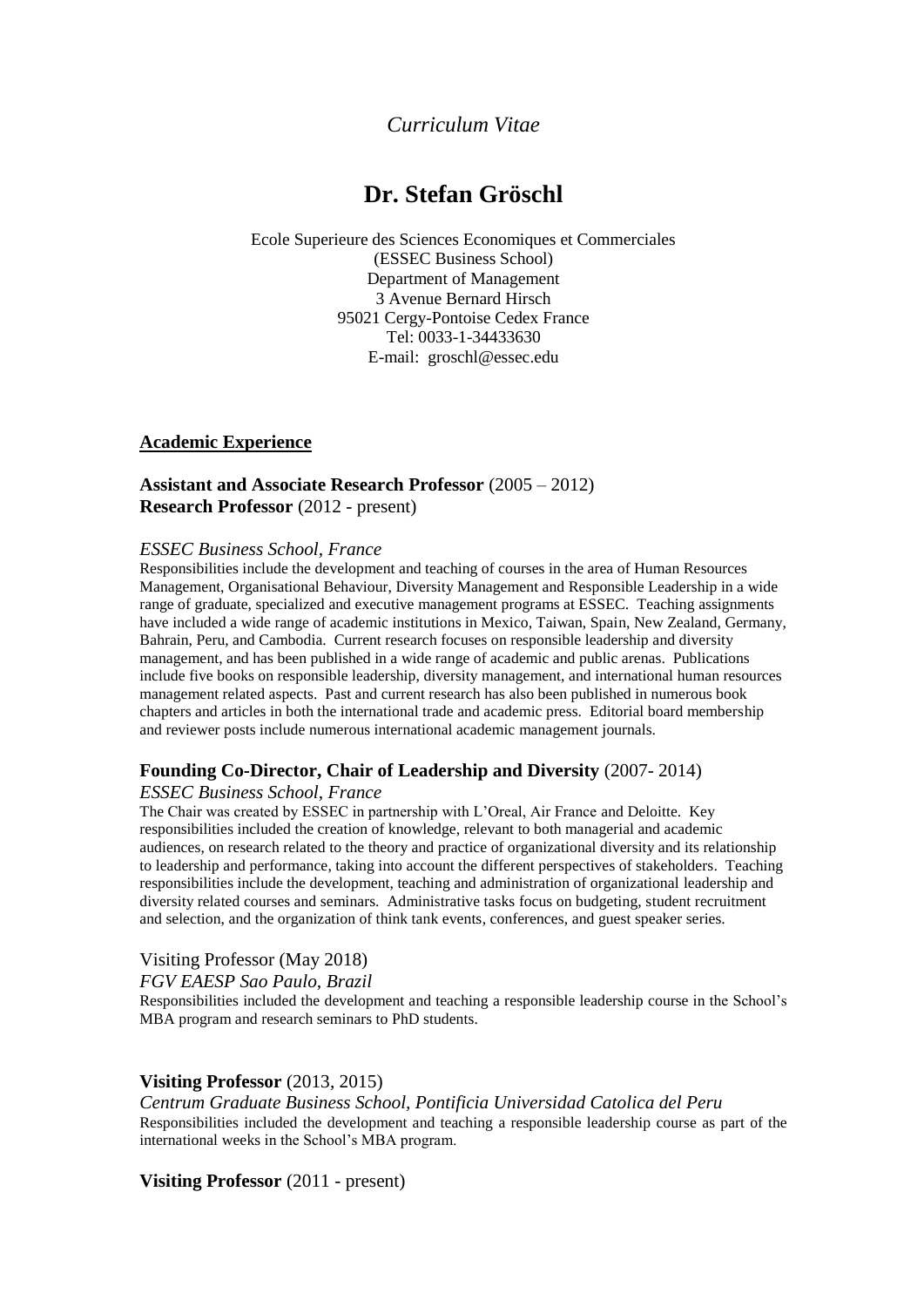*Curriculum Vitae*

# Dr. Stefan Gröschl

Ecole Superieure des Sciences Economiques et Commerciales
(ESSEC Business School)
Department of Management
3 Avenue Bernard Hirsch
95021 Cergy-Pontoise Cedex France
Tel: 0033-1-34433630
E-mail: groschl@essec.edu

## Academic Experience

**Assistant and Associate Research Professor** (2005 – 2012)
**Research Professor** (2012 - present)

*ESSEC Business School, France*
Responsibilities include the development and teaching of courses in the area of Human Resources Management, Organisational Behaviour, Diversity Management and Responsible Leadership in a wide range of graduate, specialized and executive management programs at ESSEC. Teaching assignments have included a wide range of academic institutions in Mexico, Taiwan, Spain, New Zealand, Germany, Bahrain, Peru, and Cambodia. Current research focuses on responsible leadership and diversity management, and has been published in a wide range of academic and public arenas. Publications include five books on responsible leadership, diversity management, and international human resources management related aspects. Past and current research has also been published in numerous book chapters and articles in both the international trade and academic press. Editorial board membership and reviewer posts include numerous international academic management journals.

**Founding Co-Director, Chair of Leadership and Diversity** (2007- 2014)
*ESSEC Business School, France*
The Chair was created by ESSEC in partnership with L'Oreal, Air France and Deloitte. Key responsibilities included the creation of knowledge, relevant to both managerial and academic audiences, on research related to the theory and practice of organizational diversity and its relationship to leadership and performance, taking into account the different perspectives of stakeholders. Teaching responsibilities include the development, teaching and administration of organizational leadership and diversity related courses and seminars. Administrative tasks focus on budgeting, student recruitment and selection, and the organization of think tank events, conferences, and guest speaker series.

Visiting Professor (May 2018)
*FGV EAESP Sao Paulo, Brazil*
Responsibilities included the development and teaching a responsible leadership course in the School's MBA program and research seminars to PhD students.

**Visiting Professor** (2013, 2015)
*Centrum Graduate Business School, Pontificia Universidad Catolica del Peru*
Responsibilities included the development and teaching a responsible leadership course as part of the international weeks in the School's MBA program.

**Visiting Professor** (2011 - present)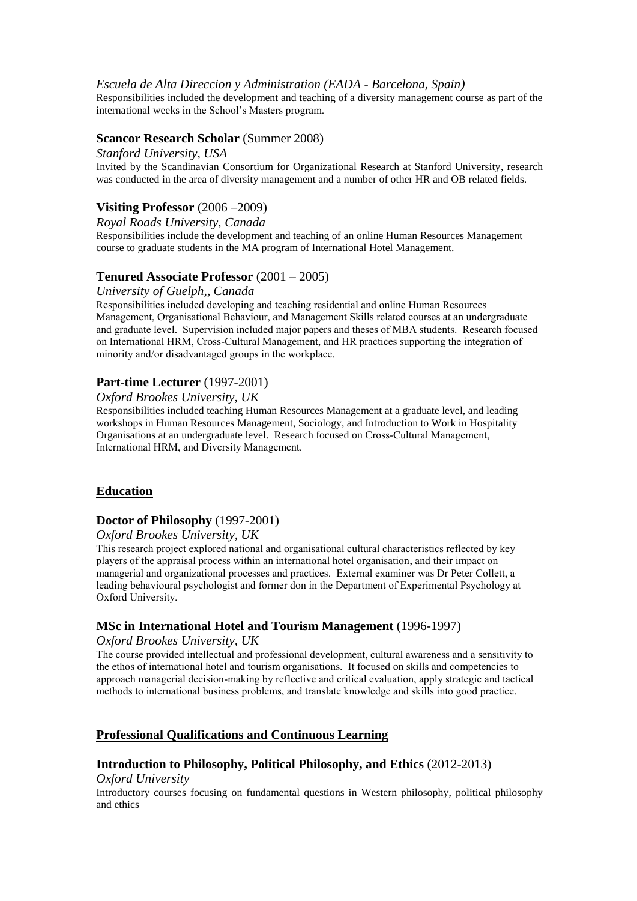*Escuela de Alta Direccion y Administration (EADA - Barcelona, Spain)*

Responsibilities included the development and teaching of a diversity management course as part of the international weeks in the School's Masters program.

### **Scancor Research Scholar** (Summer 2008)

*Stanford University, USA*

Invited by the Scandinavian Consortium for Organizational Research at Stanford University, research was conducted in the area of diversity management and a number of other HR and OB related fields.

### **Visiting Professor** (2006 –2009)

*Royal Roads University, Canada*

Responsibilities include the development and teaching of an online Human Resources Management course to graduate students in the MA program of International Hotel Management.

### **Tenured Associate Professor** (2001 – 2005)

*University of Guelph,, Canada*

Responsibilities included developing and teaching residential and online Human Resources Management, Organisational Behaviour, and Management Skills related courses at an undergraduate and graduate level. Supervision included major papers and theses of MBA students. Research focused on International HRM, Cross-Cultural Management, and HR practices supporting the integration of minority and/or disadvantaged groups in the workplace.

### **Part-time Lecturer** (1997-2001)

*Oxford Brookes University, UK*

Responsibilities included teaching Human Resources Management at a graduate level, and leading workshops in Human Resources Management, Sociology, and Introduction to Work in Hospitality Organisations at an undergraduate level. Research focused on Cross-Cultural Management, International HRM, and Diversity Management.

## **Education**

### **Doctor of Philosophy** (1997-2001)

*Oxford Brookes University, UK*

This research project explored national and organisational cultural characteristics reflected by key players of the appraisal process within an international hotel organisation, and their impact on managerial and organizational processes and practices. External examiner was Dr Peter Collett, a leading behavioural psychologist and former don in the Department of Experimental Psychology at Oxford University.

### **MSc in International Hotel and Tourism Management** (1996-1997)

*Oxford Brookes University, UK*

The course provided intellectual and professional development, cultural awareness and a sensitivity to the ethos of international hotel and tourism organisations. It focused on skills and competencies to approach managerial decision-making by reflective and critical evaluation, apply strategic and tactical methods to international business problems, and translate knowledge and skills into good practice.

## **Professional Qualifications and Continuous Learning**

### **Introduction to Philosophy, Political Philosophy, and Ethics** (2012-2013)

*Oxford University*

Introductory courses focusing on fundamental questions in Western philosophy, political philosophy and ethics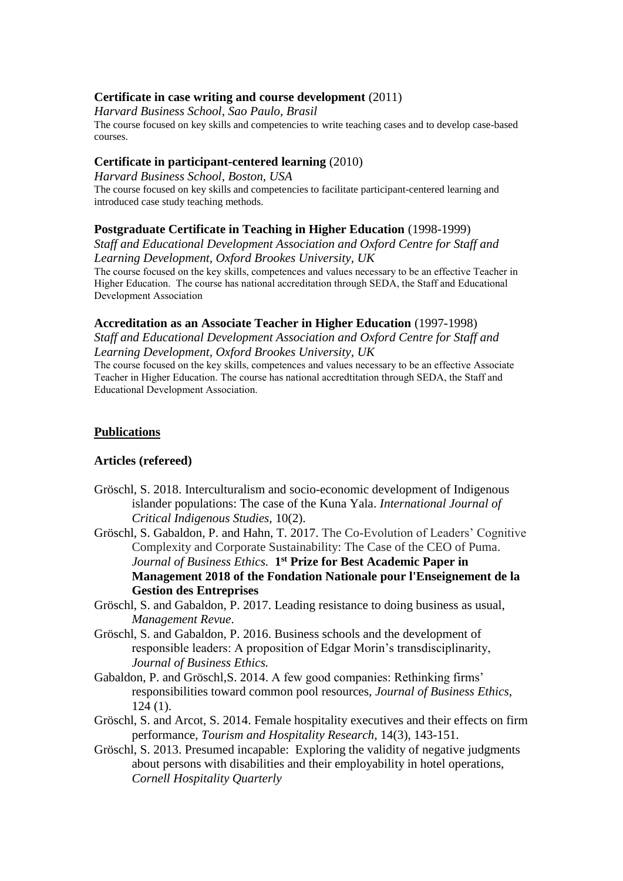**Certificate in case writing and course development** (2011)

*Harvard Business School, Sao Paulo, Brasil*

The course focused on key skills and competencies to write teaching cases and to develop case-based courses.

**Certificate in participant-centered learning** (2010)

*Harvard Business School, Boston, USA*

The course focused on key skills and competencies to facilitate participant-centered learning and introduced case study teaching methods.

**Postgraduate Certificate in Teaching in Higher Education** (1998-1999)

*Staff and Educational Development Association and Oxford Centre for Staff and Learning Development, Oxford Brookes University, UK*

The course focused on the key skills, competences and values necessary to be an effective Teacher in Higher Education. The course has national accreditation through SEDA, the Staff and Educational Development Association

**Accreditation as an Associate Teacher in Higher Education** (1997-1998)

*Staff and Educational Development Association and Oxford Centre for Staff and Learning Development, Oxford Brookes University, UK*

The course focused on the key skills, competences and values necessary to be an effective Associate Teacher in Higher Education. The course has national accredtitation through SEDA, the Staff and Educational Development Association.

## Publications

### Articles (refereed)

Gröschl, S. 2018. Interculturalism and socio-economic development of Indigenous islander populations: The case of the Kuna Yala. *International Journal of Critical Indigenous Studies*, 10(2).

Gröschl, S. Gabaldon, P. and Hahn, T. 2017. The Co-Evolution of Leaders' Cognitive Complexity and Corporate Sustainability: The Case of the CEO of Puma. *Journal of Business Ethics.* **1st Prize for Best Academic Paper in Management 2018 of the Fondation Nationale pour l'Enseignement de la Gestion des Entreprises**

Gröschl, S. and Gabaldon, P. 2017. Leading resistance to doing business as usual, *Management Revue*.

Gröschl, S. and Gabaldon, P. 2016. Business schools and the development of responsible leaders: A proposition of Edgar Morin's transdisciplinarity, *Journal of Business Ethics.*

Gabaldon, P. and Gröschl,S. 2014. A few good companies: Rethinking firms' responsibilities toward common pool resources, *Journal of Business Ethics*, 124 (1).

Gröschl, S. and Arcot, S. 2014. Female hospitality executives and their effects on firm performance, *Tourism and Hospitality Research*, 14(3), 143-151.

Gröschl, S. 2013. Presumed incapable: Exploring the validity of negative judgments about persons with disabilities and their employability in hotel operations, *Cornell Hospitality Quarterly*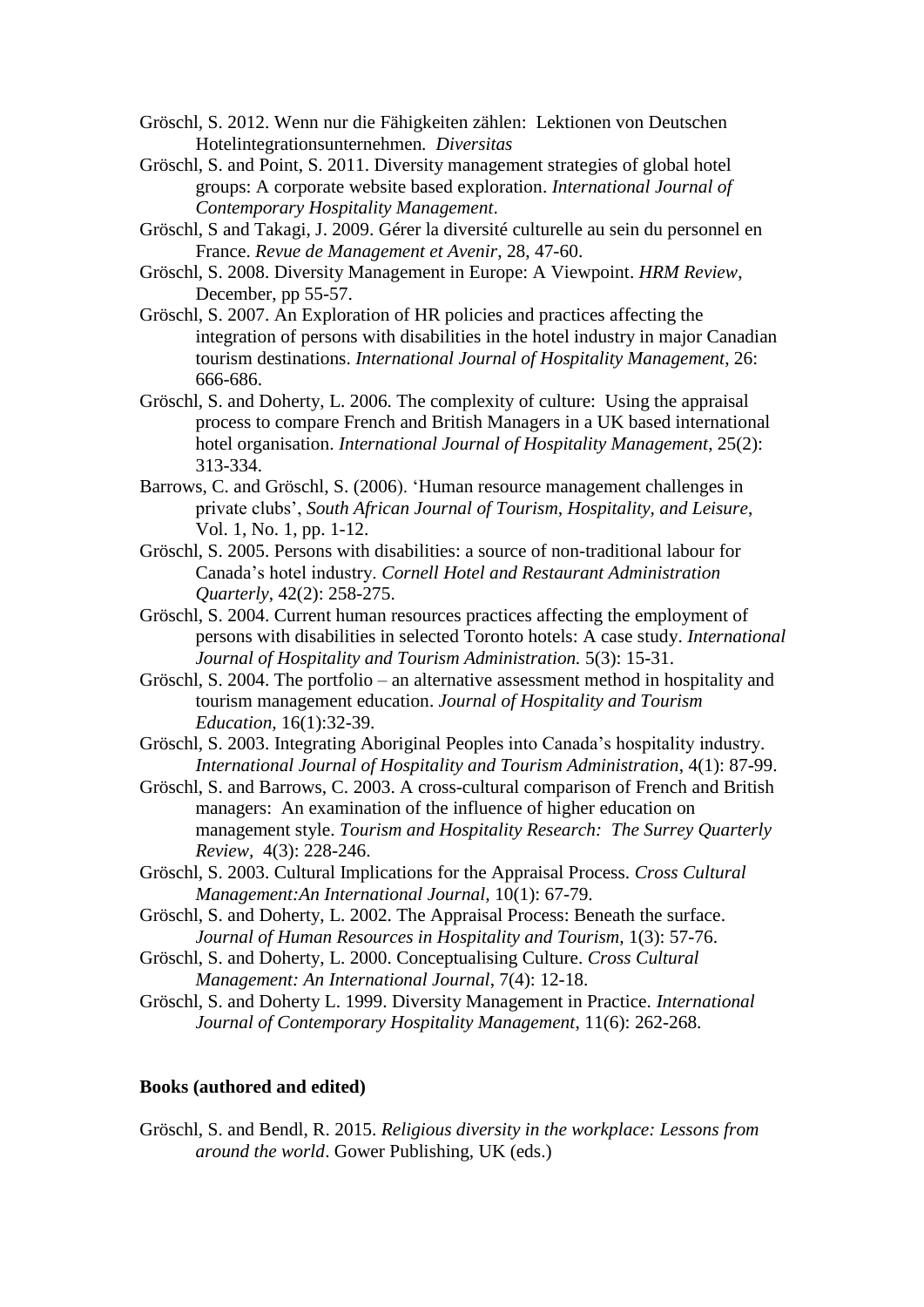Gröschl, S. 2012. Wenn nur die Fähigkeiten zählen: Lektionen von Deutschen Hotelintegrationsunternehmen. *Diversitas*

Gröschl, S. and Point, S. 2011. Diversity management strategies of global hotel groups: A corporate website based exploration. *International Journal of Contemporary Hospitality Management*.

Gröschl, S and Takagi, J. 2009. Gérer la diversité culturelle au sein du personnel en France. *Revue de Management et Avenir*, 28, 47-60.

Gröschl, S. 2008. Diversity Management in Europe: A Viewpoint. *HRM Review*, December, pp 55-57.

Gröschl, S. 2007. An Exploration of HR policies and practices affecting the integration of persons with disabilities in the hotel industry in major Canadian tourism destinations. *International Journal of Hospitality Management*, 26: 666-686.

Gröschl, S. and Doherty, L. 2006. The complexity of culture: Using the appraisal process to compare French and British Managers in a UK based international hotel organisation. *International Journal of Hospitality Management*, 25(2): 313-334.

Barrows, C. and Gröschl, S. (2006). 'Human resource management challenges in private clubs', *South African Journal of Tourism, Hospitality, and Leisure*, Vol. 1, No. 1, pp. 1-12.

Gröschl, S. 2005. Persons with disabilities: a source of non-traditional labour for Canada's hotel industry. *Cornell Hotel and Restaurant Administration Quarterly*, 42(2): 258-275.

Gröschl, S. 2004. Current human resources practices affecting the employment of persons with disabilities in selected Toronto hotels: A case study. *International Journal of Hospitality and Tourism Administration.* 5(3): 15-31.

Gröschl, S. 2004. The portfolio – an alternative assessment method in hospitality and tourism management education. *Journal of Hospitality and Tourism Education,* 16(1):32-39.

Gröschl, S. 2003. Integrating Aboriginal Peoples into Canada's hospitality industry. *International Journal of Hospitality and Tourism Administration*, 4(1): 87-99.

Gröschl, S. and Barrows, C. 2003. A cross-cultural comparison of French and British managers: An examination of the influence of higher education on management style. *Tourism and Hospitality Research: The Surrey Quarterly Review*, 4(3): 228-246.

Gröschl, S. 2003. Cultural Implications for the Appraisal Process. *Cross Cultural Management:An International Journal*, 10(1): 67-79.

Gröschl, S. and Doherty, L. 2002. The Appraisal Process: Beneath the surface. *Journal of Human Resources in Hospitality and Tourism*, 1(3): 57-76.

Gröschl, S. and Doherty, L. 2000. Conceptualising Culture. *Cross Cultural Management: An International Journal*, 7(4): 12-18.

Gröschl, S. and Doherty L. 1999. Diversity Management in Practice. *International Journal of Contemporary Hospitality Management*, 11(6): 262-268.

**Books (authored and edited)**

Gröschl, S. and Bendl, R. 2015. *Religious diversity in the workplace: Lessons from around the world*. Gower Publishing, UK (eds.)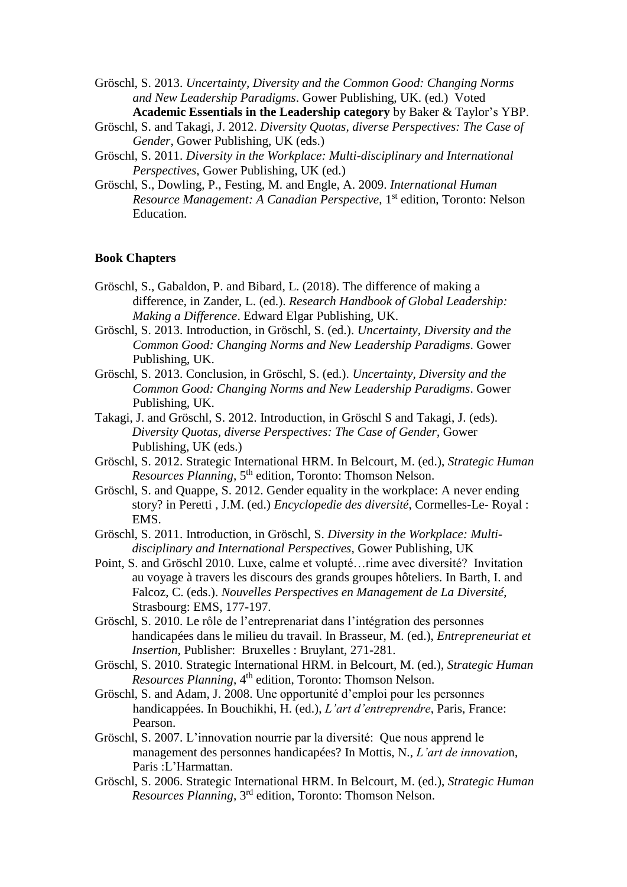Gröschl, S. 2013. *Uncertainty, Diversity and the Common Good: Changing Norms and New Leadership Paradigms*. Gower Publishing, UK. (ed.) Voted **Academic Essentials in the Leadership category** by Baker & Taylor's YBP.

Gröschl, S. and Takagi, J. 2012. *Diversity Quotas, diverse Perspectives: The Case of Gender*, Gower Publishing, UK (eds.)

Gröschl, S. 2011. *Diversity in the Workplace: Multi-disciplinary and International Perspectives*, Gower Publishing, UK (ed.)

Gröschl, S., Dowling, P., Festing, M. and Engle, A. 2009. *International Human Resource Management: A Canadian Perspective*, 1st edition, Toronto: Nelson Education.

**Book Chapters**

Gröschl, S., Gabaldon, P. and Bibard, L. (2018). The difference of making a difference, in Zander, L. (ed.). *Research Handbook of Global Leadership: Making a Difference*. Edward Elgar Publishing, UK.

Gröschl, S. 2013. Introduction, in Gröschl, S. (ed.). *Uncertainty, Diversity and the Common Good: Changing Norms and New Leadership Paradigms*. Gower Publishing, UK.

Gröschl, S. 2013. Conclusion, in Gröschl, S. (ed.). *Uncertainty, Diversity and the Common Good: Changing Norms and New Leadership Paradigms*. Gower Publishing, UK.

Takagi, J. and Gröschl, S. 2012. Introduction, in Gröschl S and Takagi, J. (eds). *Diversity Quotas, diverse Perspectives: The Case of Gender*, Gower Publishing, UK (eds.)

Gröschl, S. 2012. Strategic International HRM. In Belcourt, M. (ed.), *Strategic Human Resources Planning*, 5th edition, Toronto: Thomson Nelson.

Gröschl, S. and Quappe, S. 2012. Gender equality in the workplace: A never ending story? in Peretti , J.M. (ed.) *Encyclopedie des diversité*, Cormelles-Le- Royal : EMS.

Gröschl, S. 2011. Introduction, in Gröschl, S. *Diversity in the Workplace: Multi-disciplinary and International Perspectives*, Gower Publishing, UK

Point, S. and Gröschl 2010. Luxe, calme et volupté…rime avec diversité? Invitation au voyage à travers les discours des grands groupes hôteliers. In Barth, I. and Falcoz, C. (eds.). *Nouvelles Perspectives en Management de La Diversité*, Strasbourg: EMS, 177-197.

Gröschl, S. 2010. Le rôle de l'entreprenariat dans l'intégration des personnes handicapées dans le milieu du travail. In Brasseur, M. (ed.), *Entrepreneuriat et Insertion*, Publisher: Bruxelles : Bruylant, 271-281.

Gröschl, S. 2010. Strategic International HRM. in Belcourt, M. (ed.), *Strategic Human Resources Planning*, 4th edition, Toronto: Thomson Nelson.

Gröschl, S. and Adam, J. 2008. Une opportunité d'emploi pour les personnes handicappées. In Bouchikhi, H. (ed.), *L'art d'entreprendre*, Paris, France: Pearson.

Gröschl, S. 2007. L'innovation nourrie par la diversité: Que nous apprend le management des personnes handicapées? In Mottis, N., *L'art de innovation*, Paris :L'Harmattan.

Gröschl, S. 2006. Strategic International HRM. In Belcourt, M. (ed.), *Strategic Human Resources Planning*, 3rd edition, Toronto: Thomson Nelson.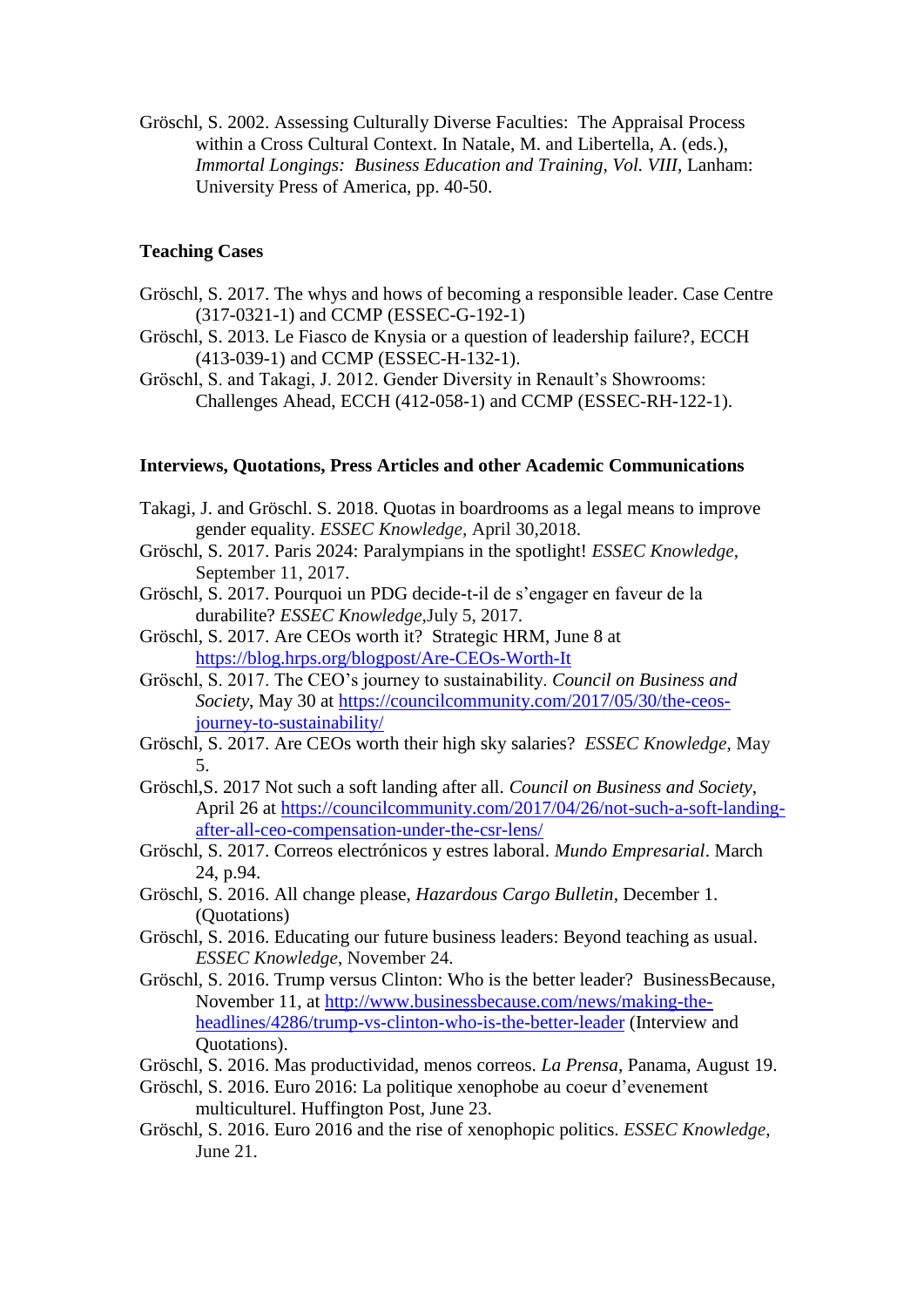Gröschl, S. 2002. Assessing Culturally Diverse Faculties: The Appraisal Process within a Cross Cultural Context. In Natale, M. and Libertella, A. (eds.), *Immortal Longings: Business Education and Training, Vol. VIII*, Lanham: University Press of America, pp. 40-50.

**Teaching Cases**

Gröschl, S. 2017. The whys and hows of becoming a responsible leader. Case Centre (317-0321-1) and CCMP (ESSEC-G-192-1)

Gröschl, S. 2013. Le Fiasco de Knysia or a question of leadership failure?, ECCH (413-039-1) and CCMP (ESSEC-H-132-1).

Gröschl, S. and Takagi, J. 2012. Gender Diversity in Renault's Showrooms: Challenges Ahead, ECCH (412-058-1) and CCMP (ESSEC-RH-122-1).

**Interviews, Quotations, Press Articles and other Academic Communications**

Takagi, J. and Gröschl. S. 2018. Quotas in boardrooms as a legal means to improve gender equality. *ESSEC Knowledge*, April 30,2018.

Gröschl, S. 2017. Paris 2024: Paralympians in the spotlight! *ESSEC Knowledge*, September 11, 2017.

Gröschl, S. 2017. Pourquoi un PDG decide-t-il de s'engager en faveur de la durabilite? *ESSEC Knowledge*,July 5, 2017.

Gröschl, S. 2017. Are CEOs worth it? Strategic HRM, June 8 at https://blog.hrps.org/blogpost/Are-CEOs-Worth-It

Gröschl, S. 2017. The CEO's journey to sustainability. *Council on Business and Society*, May 30 at https://councilcommunity.com/2017/05/30/the-ceos-journey-to-sustainability/

Gröschl, S. 2017. Are CEOs worth their high sky salaries? *ESSEC Knowledge*, May 5.

Gröschl,S. 2017 Not such a soft landing after all. *Council on Business and Society*, April 26 at https://councilcommunity.com/2017/04/26/not-such-a-soft-landing-after-all-ceo-compensation-under-the-csr-lens/

Gröschl, S. 2017. Correos electrónicos y estres laboral. *Mundo Empresarial*. March 24, p.94.

Gröschl, S. 2016. All change please, *Hazardous Cargo Bulletin*, December 1. (Quotations)

Gröschl, S. 2016. Educating our future business leaders: Beyond teaching as usual. *ESSEC Knowledge*, November 24.

Gröschl, S. 2016. Trump versus Clinton: Who is the better leader? BusinessBecause, November 11, at http://www.businessbecause.com/news/making-the-headlines/4286/trump-vs-clinton-who-is-the-better-leader (Interview and Quotations).

Gröschl, S. 2016. Mas productividad, menos correos. *La Prensa*, Panama, August 19.

Gröschl, S. 2016. Euro 2016: La politique xenophobe au coeur d'evenement multiculturel. Huffington Post, June 23.

Gröschl, S. 2016. Euro 2016 and the rise of xenophopic politics. *ESSEC Knowledge*, June 21.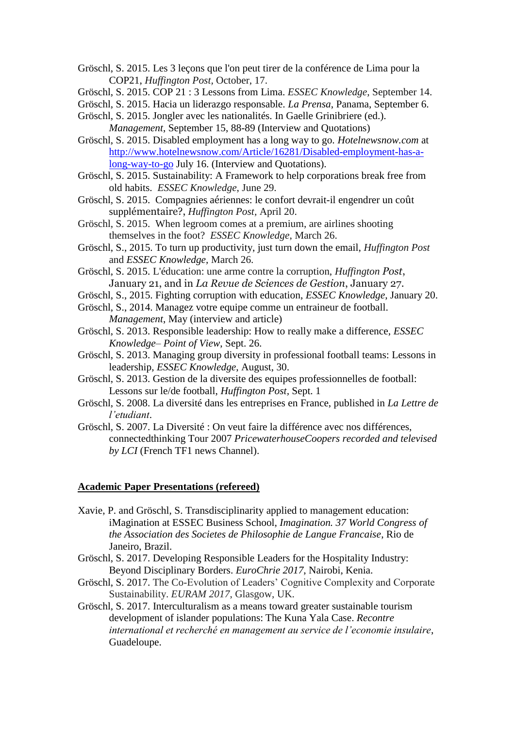Gröschl, S. 2015. Les 3 leçons que l'on peut tirer de la conférence de Lima pour la COP21, *Huffington Post,* October, 17.

Gröschl, S. 2015. COP 21 : 3 Lessons from Lima. *ESSEC Knowledge*, September 14.

Gröschl, S. 2015. Hacia un liderazgo responsable. *La Prensa*, Panama, September 6.

Gröschl, S. 2015. Jongler avec les nationalités. In Gaelle Grinibriere (ed.). *Management*, September 15, 88-89 (Interview and Quotations)

Gröschl, S. 2015. Disabled employment has a long way to go. *Hotelnewsnow.com* at [http://www.hotelnewsnow.com/Article/16281/Disabled-employment-has-a-long-way-to-go](http://www.hotelnewsnow.com/Article/16281/Disabled-employment-has-a-long-way-to-go) July 16. (Interview and Quotations).

Gröschl, S. 2015. Sustainability: A Framework to help corporations break free from old habits. *ESSEC Knowledge*, June 29.

Gröschl, S. 2015. Compagnies aériennes: le confort devrait-il engendrer un coût supplémentaire?, *Huffington Post,* April 20.

Gröschl, S. 2015. When legroom comes at a premium, are airlines shooting themselves in the foot? *ESSEC Knowledge*, March 26.

Gröschl, S., 2015. To turn up productivity, just turn down the email, *Huffington Post* and *ESSEC Knowledge*, March 26.

Gröschl, S. 2015. L'éducation: une arme contre la corruption, *Huffington Post*, January 21, and in *La Revue de Sciences de Gestion*, January 27.

Gröschl, S., 2015. Fighting corruption with education, *ESSEC Knowledge*, January 20.

Gröschl, S., 2014. Managez votre equipe comme un entraineur de football. *Management*, May (interview and article)

Gröschl, S. 2013. Responsible leadership: How to really make a difference, *ESSEC Knowledge– Point of View*, Sept. 26.

Gröschl, S. 2013. Managing group diversity in professional football teams: Lessons in leadership, *ESSEC Knowledge*, August, 30.

Gröschl, S. 2013. Gestion de la diversite des equipes professionnelles de football: Lessons sur le/de football, *Huffington Post,* Sept. 1

Gröschl, S. 2008. La diversité dans les entreprises en France, published in *La Lettre de l'etudiant*.

Gröschl, S. 2007. La Diversité : On veut faire la différence avec nos différences, connectedthinking Tour 2007 *PricewaterhouseCoopers recorded and televised by LCI* (French TF1 news Channel).

## Academic Paper Presentations (refereed)

Xavie, P. and Gröschl, S. Transdisciplinarity applied to management education: iMagination at ESSEC Business School, *Imagination. 37 World Congress of the Association des Societes de Philosophie de Langue Francaise*, Rio de Janeiro, Brazil.

Gröschl, S. 2017. Developing Responsible Leaders for the Hospitality Industry: Beyond Disciplinary Borders. *EuroChrie 2017*, Nairobi, Kenia.

Gröschl, S. 2017. The Co-Evolution of Leaders' Cognitive Complexity and Corporate Sustainability. *EURAM 2017*, Glasgow, UK.

Gröschl, S. 2017. Interculturalism as a means toward greater sustainable tourism development of islander populations: The Kuna Yala Case. *Recontre international et recherché en management au service de l'economie insulaire*, Guadeloupe.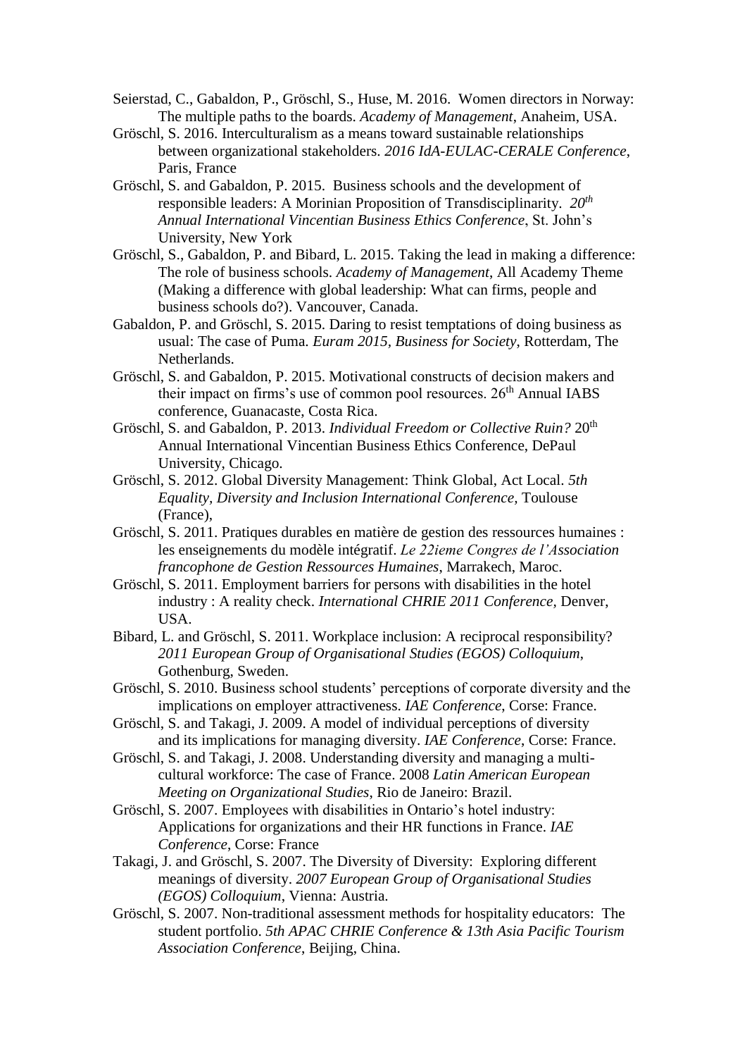Seierstad, C., Gabaldon, P., Gröschl, S., Huse, M. 2016. Women directors in Norway: The multiple paths to the boards. *Academy of Management*, Anaheim, USA.

Gröschl, S. 2016. Interculturalism as a means toward sustainable relationships between organizational stakeholders. *2016 IdA-EULAC-CERALE Conference,* Paris, France

Gröschl, S. and Gabaldon, P. 2015. Business schools and the development of responsible leaders: A Morinian Proposition of Transdisciplinarity. *20th Annual International Vincentian Business Ethics Conference*, St. John's University, New York

Gröschl, S., Gabaldon, P. and Bibard, L. 2015. Taking the lead in making a difference: The role of business schools. *Academy of Management*, All Academy Theme (Making a difference with global leadership: What can firms, people and business schools do?). Vancouver, Canada.

Gabaldon, P. and Gröschl, S. 2015. Daring to resist temptations of doing business as usual: The case of Puma. *Euram 2015, Business for Society*, Rotterdam, The Netherlands.

Gröschl, S. and Gabaldon, P. 2015. Motivational constructs of decision makers and their impact on firms's use of common pool resources. 26th Annual IABS conference, Guanacaste, Costa Rica.

Gröschl, S. and Gabaldon, P. 2013. *Individual Freedom or Collective Ruin?* 20th Annual International Vincentian Business Ethics Conference, DePaul University, Chicago.

Gröschl, S. 2012. Global Diversity Management: Think Global, Act Local. *5th Equality, Diversity and Inclusion International Conference*, Toulouse (France),

Gröschl, S. 2011. Pratiques durables en matière de gestion des ressources humaines : les enseignements du modèle intégratif. *Le 22ieme Congres de l'Association francophone de Gestion Ressources Humaines*, Marrakech, Maroc.

Gröschl, S. 2011. Employment barriers for persons with disabilities in the hotel industry : A reality check. *International CHRIE 2011 Conference,* Denver, USA.

Bibard, L. and Gröschl, S. 2011. Workplace inclusion: A reciprocal responsibility? *2011 European Group of Organisational Studies (EGOS) Colloquium*, Gothenburg, Sweden.

Gröschl, S. 2010. Business school students' perceptions of corporate diversity and the implications on employer attractiveness. *IAE Conference*, Corse: France.

Gröschl, S. and Takagi, J. 2009. A model of individual perceptions of diversity and its implications for managing diversity. *IAE Conference*, Corse: France.

Gröschl, S. and Takagi, J. 2008. Understanding diversity and managing a multi-cultural workforce: The case of France. 2008 *Latin American European Meeting on Organizational Studies*, Rio de Janeiro: Brazil.

Gröschl, S. 2007. Employees with disabilities in Ontario's hotel industry: Applications for organizations and their HR functions in France. *IAE Conference*, Corse: France

Takagi, J. and Gröschl, S. 2007. The Diversity of Diversity: Exploring different meanings of diversity. *2007 European Group of Organisational Studies (EGOS) Colloquium*, Vienna: Austria.

Gröschl, S. 2007. Non-traditional assessment methods for hospitality educators: The student portfolio. *5th APAC CHRIE Conference & 13th Asia Pacific Tourism Association Conference*, Beijing, China.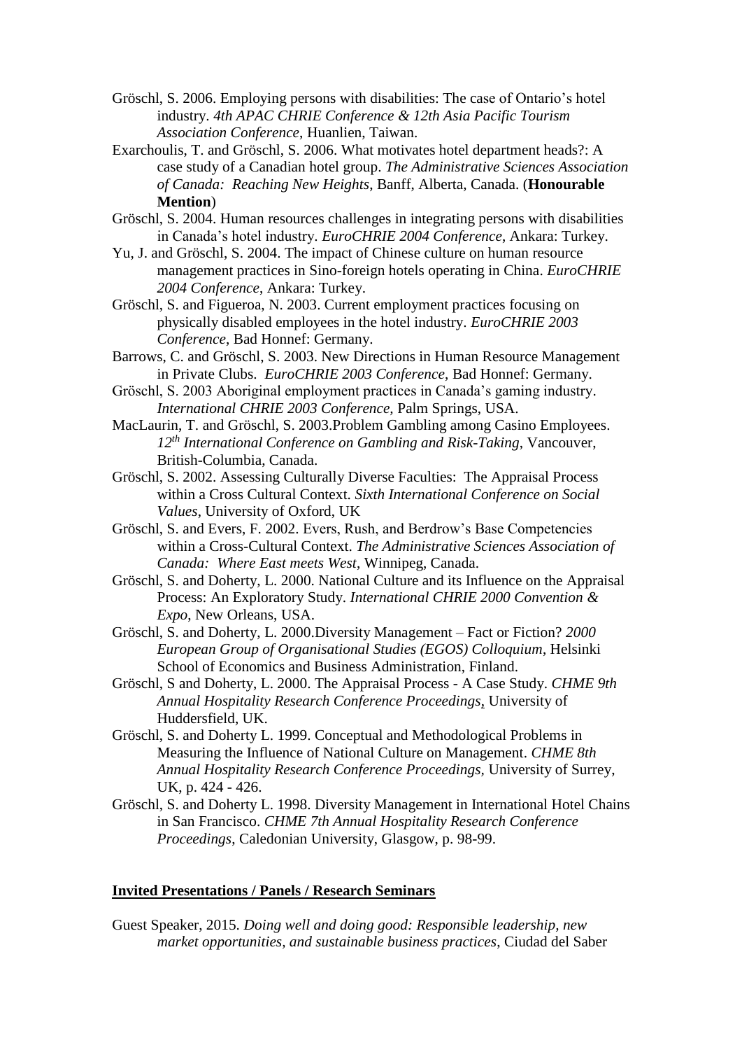Gröschl, S. 2006. Employing persons with disabilities: The case of Ontario's hotel industry. *4th APAC CHRIE Conference & 12th Asia Pacific Tourism Association Conference*, Huanlien, Taiwan.

Exarchoulis, T. and Gröschl, S. 2006. What motivates hotel department heads?: A case study of a Canadian hotel group. *The Administrative Sciences Association of Canada: Reaching New Heights*, Banff, Alberta, Canada. (**Honourable Mention**)

Gröschl, S. 2004. Human resources challenges in integrating persons with disabilities in Canada's hotel industry. *EuroCHRIE 2004 Conference*, Ankara: Turkey.

Yu, J. and Gröschl, S. 2004. The impact of Chinese culture on human resource management practices in Sino-foreign hotels operating in China. *EuroCHRIE 2004 Conference*, Ankara: Turkey.

Gröschl, S. and Figueroa, N. 2003. Current employment practices focusing on physically disabled employees in the hotel industry. *EuroCHRIE 2003 Conference*, Bad Honnef: Germany.

Barrows, C. and Gröschl, S. 2003. New Directions in Human Resource Management in Private Clubs. *EuroCHRIE 2003 Conference*, Bad Honnef: Germany.

Gröschl, S. 2003 Aboriginal employment practices in Canada's gaming industry. *International CHRIE 2003 Conference*, Palm Springs, USA.

MacLaurin, T. and Gröschl, S. 2003.Problem Gambling among Casino Employees. *12th International Conference on Gambling and Risk-Taking*, Vancouver, British-Columbia, Canada.

Gröschl, S. 2002. Assessing Culturally Diverse Faculties: The Appraisal Process within a Cross Cultural Context. *Sixth International Conference on Social Values*, University of Oxford, UK

Gröschl, S. and Evers, F. 2002. Evers, Rush, and Berdrow's Base Competencies within a Cross-Cultural Context. *The Administrative Sciences Association of Canada: Where East meets West*, Winnipeg, Canada.

Gröschl, S. and Doherty, L. 2000. National Culture and its Influence on the Appraisal Process: An Exploratory Study. *International CHRIE 2000 Convention & Expo*, New Orleans, USA.

Gröschl, S. and Doherty, L. 2000.Diversity Management – Fact or Fiction? *2000 European Group of Organisational Studies (EGOS) Colloquium*, Helsinki School of Economics and Business Administration, Finland.

Gröschl, S and Doherty, L. 2000. The Appraisal Process - A Case Study. *CHME 9th Annual Hospitality Research Conference Proceedings*, University of Huddersfield, UK.

Gröschl, S. and Doherty L. 1999. Conceptual and Methodological Problems in Measuring the Influence of National Culture on Management. *CHME 8th Annual Hospitality Research Conference Proceedings*, University of Surrey, UK, p. 424 - 426.

Gröschl, S. and Doherty L. 1998. Diversity Management in International Hotel Chains in San Francisco. *CHME 7th Annual Hospitality Research Conference Proceedings*, Caledonian University, Glasgow, p. 98-99.

## Invited Presentations / Panels / Research Seminars

Guest Speaker, 2015. *Doing well and doing good: Responsible leadership, new market opportunities, and sustainable business practices*, Ciudad del Saber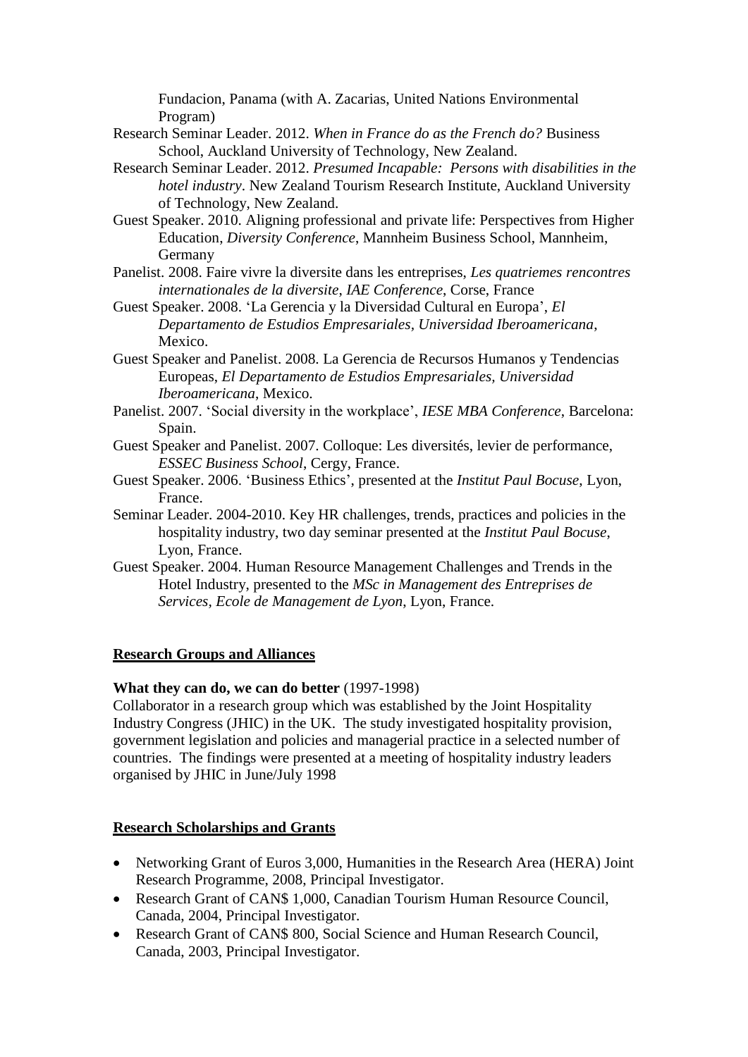Fundacion, Panama (with A. Zacarias, United Nations Environmental Program)

Research Seminar Leader. 2012. *When in France do as the French do?* Business School, Auckland University of Technology, New Zealand.

Research Seminar Leader. 2012. *Presumed Incapable: Persons with disabilities in the hotel industry*. New Zealand Tourism Research Institute, Auckland University of Technology, New Zealand.

Guest Speaker. 2010. Aligning professional and private life: Perspectives from Higher Education, *Diversity Conference*, Mannheim Business School, Mannheim, Germany

Panelist. 2008. Faire vivre la diversite dans les entreprises, *Les quatriemes rencontres internationales de la diversite*, *IAE Conference*, Corse, France

Guest Speaker. 2008. 'La Gerencia y la Diversidad Cultural en Europa', *El Departamento de Estudios Empresariales, Universidad Iberoamericana*, Mexico.

Guest Speaker and Panelist. 2008. La Gerencia de Recursos Humanos y Tendencias Europeas, *El Departamento de Estudios Empresariales, Universidad Iberoamericana*, Mexico.

Panelist. 2007. 'Social diversity in the workplace', *IESE MBA Conference*, Barcelona: Spain.

Guest Speaker and Panelist. 2007. Colloque: Les diversités, levier de performance, *ESSEC Business School*, Cergy, France.

Guest Speaker. 2006. 'Business Ethics', presented at the *Institut Paul Bocuse*, Lyon, France.

Seminar Leader. 2004-2010. Key HR challenges, trends, practices and policies in the hospitality industry, two day seminar presented at the *Institut Paul Bocuse*, Lyon, France.

Guest Speaker. 2004. Human Resource Management Challenges and Trends in the Hotel Industry, presented to the *MSc in Management des Entreprises de Services, Ecole de Management de Lyon*, Lyon, France.

## Research Groups and Alliances

**What they can do, we can do better** (1997-1998)

Collaborator in a research group which was established by the Joint Hospitality Industry Congress (JHIC) in the UK. The study investigated hospitality provision, government legislation and policies and managerial practice in a selected number of countries. The findings were presented at a meeting of hospitality industry leaders organised by JHIC in June/July 1998

## Research Scholarships and Grants

- Networking Grant of Euros 3,000, Humanities in the Research Area (HERA) Joint Research Programme, 2008, Principal Investigator.
- Research Grant of CAN$ 1,000, Canadian Tourism Human Resource Council, Canada, 2004, Principal Investigator.
- Research Grant of CAN$ 800, Social Science and Human Research Council, Canada, 2003, Principal Investigator.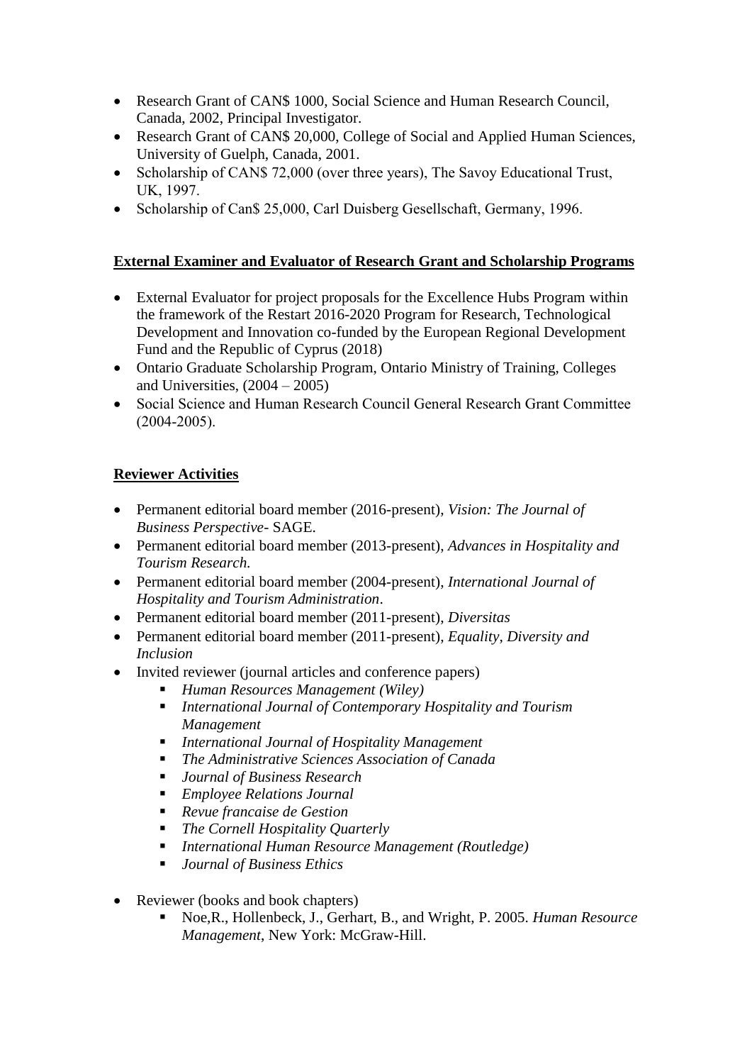- Research Grant of CAN$ 1000, Social Science and Human Research Council, Canada, 2002, Principal Investigator.
- Research Grant of CAN$ 20,000, College of Social and Applied Human Sciences, University of Guelph, Canada, 2001.
- Scholarship of CAN$ 72,000 (over three years), The Savoy Educational Trust, UK, 1997.
- Scholarship of Can$ 25,000, Carl Duisberg Gesellschaft, Germany, 1996.

## **External Examiner and Evaluator of Research Grant and Scholarship Programs**

- External Evaluator for project proposals for the Excellence Hubs Program within the framework of the Restart 2016-2020 Program for Research, Technological Development and Innovation co-funded by the European Regional Development Fund and the Republic of Cyprus (2018)
- Ontario Graduate Scholarship Program, Ontario Ministry of Training, Colleges and Universities, (2004 – 2005)
- Social Science and Human Research Council General Research Grant Committee (2004-2005).

## **Reviewer Activities**

- Permanent editorial board member (2016-present), *Vision: The Journal of Business Perspective*- SAGE.
- Permanent editorial board member (2013-present), *Advances in Hospitality and Tourism Research.*
- Permanent editorial board member (2004-present), *International Journal of Hospitality and Tourism Administration*.
- Permanent editorial board member (2011-present), *Diversitas*
- Permanent editorial board member (2011-present), *Equality, Diversity and Inclusion*
- Invited reviewer (journal articles and conference papers)
  - *Human Resources Management (Wiley)*
  - *International Journal of Contemporary Hospitality and Tourism Management*
  - *International Journal of Hospitality Management*
  - *The Administrative Sciences Association of Canada*
  - *Journal of Business Research*
  - *Employee Relations Journal*
  - *Revue francaise de Gestion*
  - *The Cornell Hospitality Quarterly*
  - *International Human Resource Management (Routledge)*
  - *Journal of Business Ethics*
- Reviewer (books and book chapters)
  - Noe,R., Hollenbeck, J., Gerhart, B., and Wright, P. 2005. *Human Resource Management*, New York: McGraw-Hill.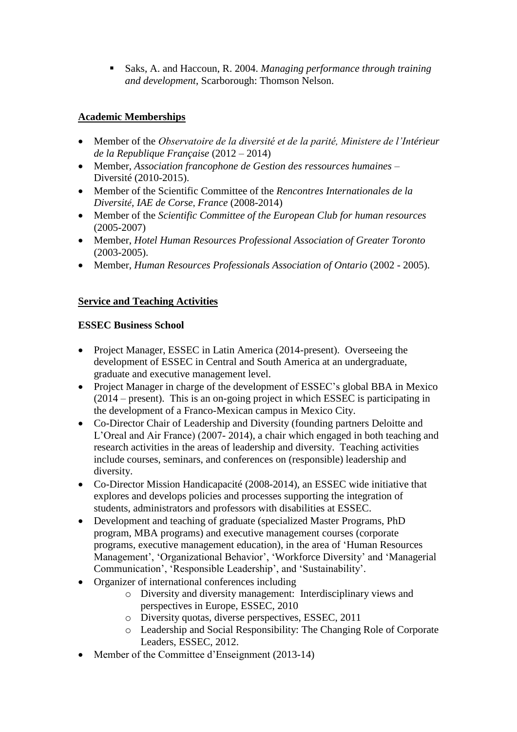- Saks, A. and Haccoun, R. 2004. *Managing performance through training and development*, Scarborough: Thomson Nelson.

## Academic Memberships

- Member of the *Observatoire de la diversité et de la parité, Ministere de l'Intérieur de la Republique Française* (2012 – 2014)
- Member, *Association francophone de Gestion des ressources humaines* – Diversité (2010-2015).
- Member of the Scientific Committee of the *Rencontres Internationales de la Diversité, IAE de Corse, France* (2008-2014)
- Member of the *Scientific Committee of the European Club for human resources* (2005-2007)
- Member, *Hotel Human Resources Professional Association of Greater Toronto* (2003-2005).
- Member, *Human Resources Professionals Association of Ontario* (2002 - 2005).

## Service and Teaching Activities

### ESSEC Business School

- Project Manager, ESSEC in Latin America (2014-present). Overseeing the development of ESSEC in Central and South America at an undergraduate, graduate and executive management level.
- Project Manager in charge of the development of ESSEC's global BBA in Mexico (2014 – present). This is an on-going project in which ESSEC is participating in the development of a Franco-Mexican campus in Mexico City.
- Co-Director Chair of Leadership and Diversity (founding partners Deloitte and L'Oreal and Air France) (2007- 2014), a chair which engaged in both teaching and research activities in the areas of leadership and diversity. Teaching activities include courses, seminars, and conferences on (responsible) leadership and diversity.
- Co-Director Mission Handicapacité (2008-2014), an ESSEC wide initiative that explores and develops policies and processes supporting the integration of students, administrators and professors with disabilities at ESSEC.
- Development and teaching of graduate (specialized Master Programs, PhD program, MBA programs) and executive management courses (corporate programs, executive management education), in the area of 'Human Resources Management', 'Organizational Behavior', 'Workforce Diversity' and 'Managerial Communication', 'Responsible Leadership', and 'Sustainability'.
- Organizer of international conferences including
  - Diversity and diversity management: Interdisciplinary views and perspectives in Europe, ESSEC, 2010
  - Diversity quotas, diverse perspectives, ESSEC, 2011
  - Leadership and Social Responsibility: The Changing Role of Corporate Leaders, ESSEC, 2012.
- Member of the Committee d'Enseignment (2013-14)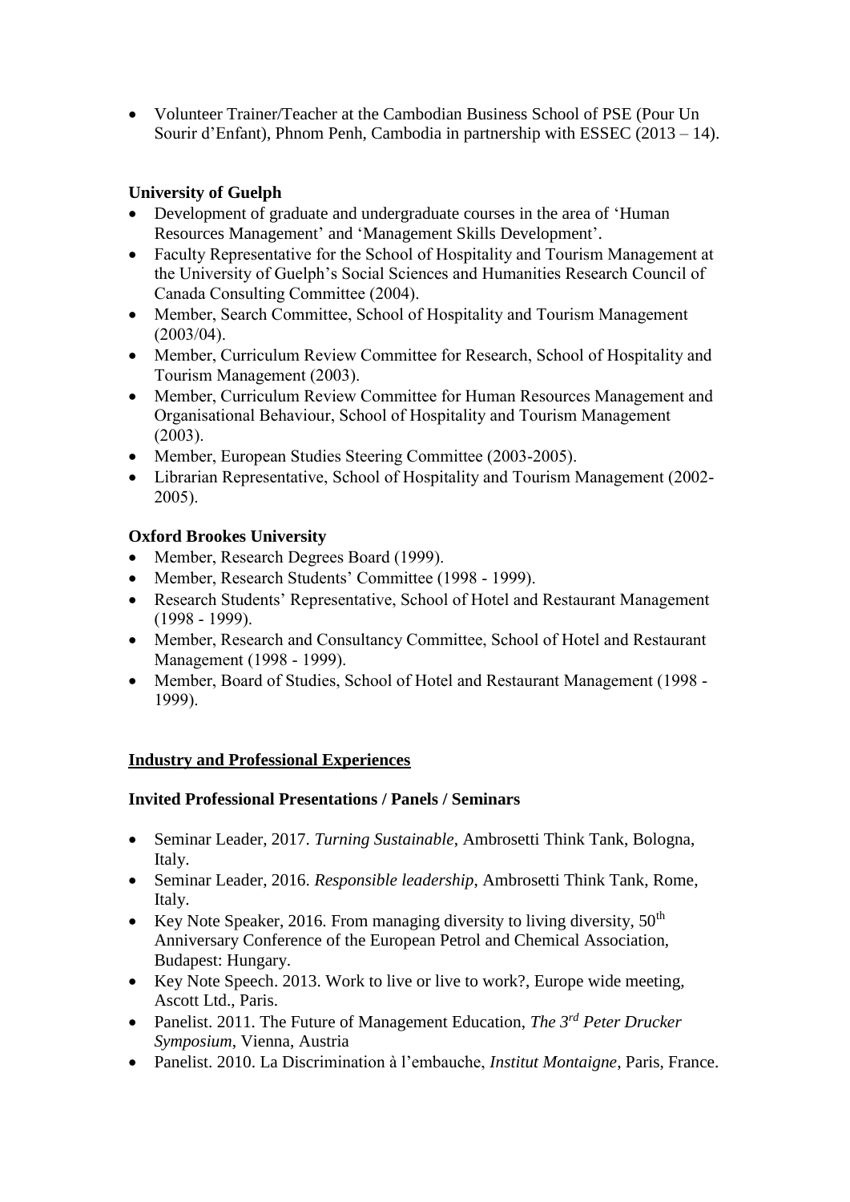- Volunteer Trainer/Teacher at the Cambodian Business School of PSE (Pour Un Sourir d'Enfant), Phnom Penh, Cambodia in partnership with ESSEC (2013 – 14).

**University of Guelph**

- Development of graduate and undergraduate courses in the area of 'Human Resources Management' and 'Management Skills Development'.
- Faculty Representative for the School of Hospitality and Tourism Management at the University of Guelph's Social Sciences and Humanities Research Council of Canada Consulting Committee (2004).
- Member, Search Committee, School of Hospitality and Tourism Management (2003/04).
- Member, Curriculum Review Committee for Research, School of Hospitality and Tourism Management (2003).
- Member, Curriculum Review Committee for Human Resources Management and Organisational Behaviour, School of Hospitality and Tourism Management (2003).
- Member, European Studies Steering Committee (2003-2005).
- Librarian Representative, School of Hospitality and Tourism Management (2002-2005).

**Oxford Brookes University**

- Member, Research Degrees Board (1999).
- Member, Research Students' Committee (1998 - 1999).
- Research Students' Representative, School of Hotel and Restaurant Management (1998 - 1999).
- Member, Research and Consultancy Committee, School of Hotel and Restaurant Management (1998 - 1999).
- Member, Board of Studies, School of Hotel and Restaurant Management (1998 - 1999).

## Industry and Professional Experiences

**Invited Professional Presentations / Panels / Seminars**

- Seminar Leader, 2017. *Turning Sustainable*, Ambrosetti Think Tank, Bologna, Italy.
- Seminar Leader, 2016. *Responsible leadership*, Ambrosetti Think Tank, Rome, Italy.
- Key Note Speaker, 2016. From managing diversity to living diversity, 50th Anniversary Conference of the European Petrol and Chemical Association, Budapest: Hungary.
- Key Note Speech. 2013. Work to live or live to work?, Europe wide meeting, Ascott Ltd., Paris.
- Panelist. 2011. The Future of Management Education, *The 3rd Peter Drucker Symposium*, Vienna, Austria
- Panelist. 2010. La Discrimination à l'embauche, *Institut Montaigne*, Paris, France.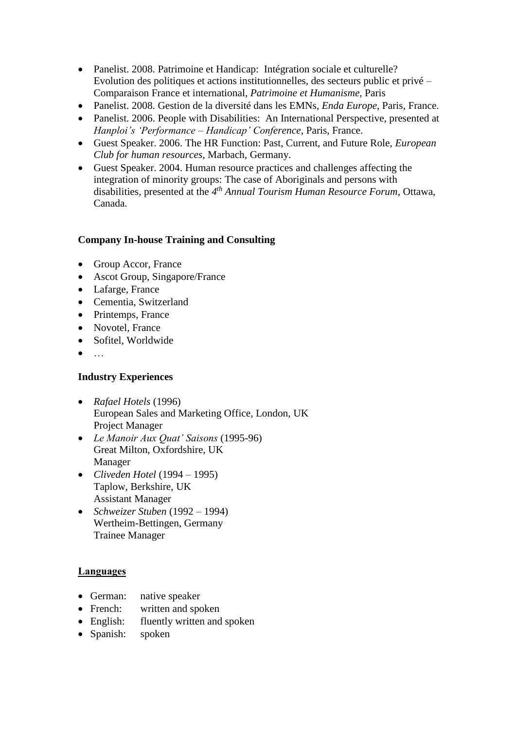- Panelist. 2008. Patrimoine et Handicap: Intégration sociale et culturelle? Evolution des politiques et actions institutionnelles, des secteurs public et privé – Comparaison France et international, *Patrimoine et Humanisme*, Paris
- Panelist. 2008. Gestion de la diversité dans les EMNs, *Enda Europe*, Paris, France.
- Panelist. 2006. People with Disabilities: An International Perspective, presented at *Hanploi's 'Performance – Handicap' Conference*, Paris, France.
- Guest Speaker. 2006. The HR Function: Past, Current, and Future Role, *European Club for human resources*, Marbach, Germany.
- Guest Speaker. 2004. Human resource practices and challenges affecting the integration of minority groups: The case of Aboriginals and persons with disabilities, presented at the *4th Annual Tourism Human Resource Forum*, Ottawa, Canada.

**Company In-house Training and Consulting**

- Group Accor, France
- Ascot Group, Singapore/France
- Lafarge, France
- Cementia, Switzerland
- Printemps, France
- Novotel, France
- Sofitel, Worldwide
- …

**Industry Experiences**

- *Rafael Hotels* (1996)
  European Sales and Marketing Office, London, UK
  Project Manager
- *Le Manoir Aux Quat' Saisons* (1995-96)
  Great Milton, Oxfordshire, UK
  Manager
- *Cliveden Hotel* (1994 – 1995)
  Taplow, Berkshire, UK
  Assistant Manager
- *Schweizer Stuben* (1992 – 1994)
  Wertheim-Bettingen, Germany
  Trainee Manager

**Languages**

- German: native speaker
- French: written and spoken
- English: fluently written and spoken
- Spanish: spoken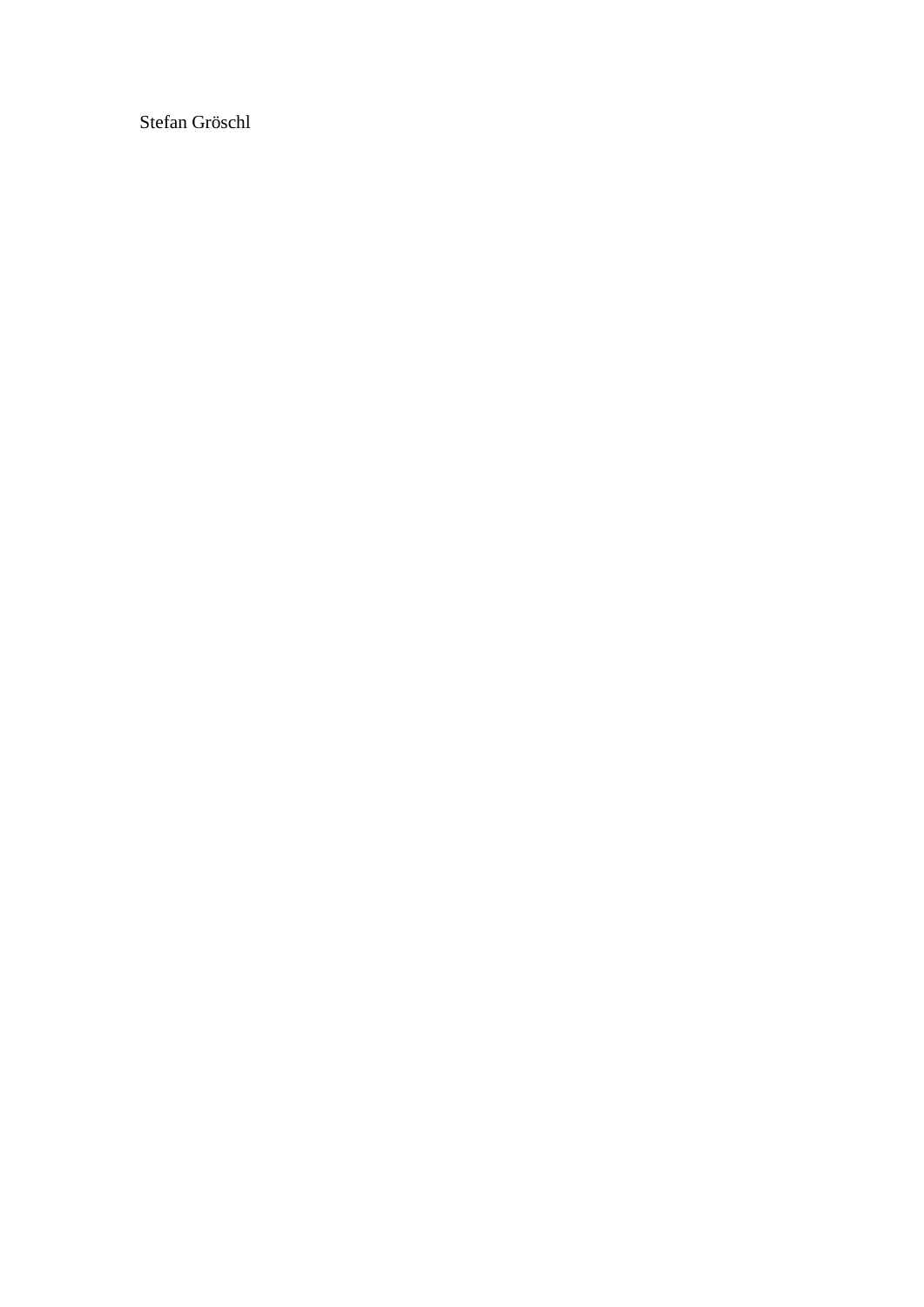Stefan Gröschl